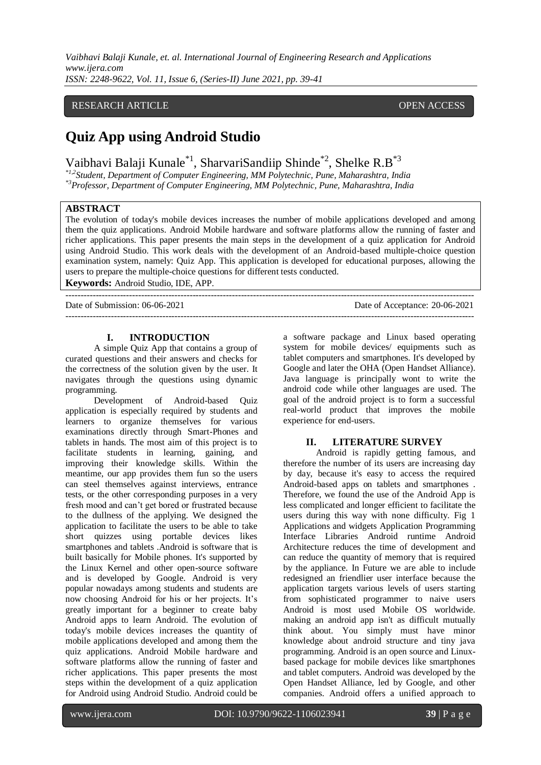RESEARCH ARTICLE OPEN ACCESS

# Quiz App using Android Studio

Vaibhavi Balaji Kunale[*1], SharvariSandiip Shinde[*2], Shelke R.B[*3]

[*1,2]*Student, Department of Computer Engineering, MM Polytechnic, Pune, Maharashtra, India*
[*3]*Professor, Department of Computer Engineering, MM Polytechnic, Pune, Maharashtra, India*

## ABSTRACT

The evolution of today's mobile devices increases the number of mobile applications developed and among them the quiz applications. Android Mobile hardware and software platforms allow the running of faster and richer applications. This paper presents the main steps in the development of a quiz application for Android using Android Studio. This work deals with the development of an Android-based multiple-choice question examination system, namely: Quiz App. This application is developed for educational purposes, allowing the users to prepare the multiple-choice questions for different tests conducted.

**Keywords:** Android Studio, IDE, APP.

---

Date of Submission: 06-06-2021 Date of Acceptance: 20-06-2021

---

## I. INTRODUCTION

A simple Quiz App that contains a group of curated questions and their answers and checks for the correctness of the solution given by the user. It navigates through the questions using dynamic programming.

Development of Android-based Quiz application is especially required by students and learners to organize themselves for various examinations directly through Smart-Phones and tablets in hands. The most aim of this project is to facilitate students in learning, gaining, and improving their knowledge skills. Within the meantime, our app provides them fun so the users can steel themselves against interviews, entrance tests, or the other corresponding purposes in a very fresh mood and can't get bored or frustrated because to the dullness of the applying. We designed the application to facilitate the users to be able to take short quizzes using portable devices likes smartphones and tablets .Android is software that is built basically for Mobile phones. It's supported by the Linux Kernel and other open-source software and is developed by Google. Android is very popular nowadays among students and students are now choosing Android for his or her projects. It's greatly important for a beginner to create baby Android apps to learn Android. The evolution of today's mobile devices increases the quantity of mobile applications developed and among them the quiz applications. Android Mobile hardware and software platforms allow the running of faster and richer applications. This paper presents the most steps within the development of a quiz application for Android using Android Studio. Android could be a software package and Linux based operating system for mobile devices/ equipments such as tablet computers and smartphones. It's developed by Google and later the OHA (Open Handset Alliance). Java language is principally wont to write the android code while other languages are used. The goal of the android project is to form a successful real-world product that improves the mobile experience for end-users.

## II. LITERATURE SURVEY

Android is rapidly getting famous, and therefore the number of its users are increasing day by day, because it's easy to access the required Android-based apps on tablets and smartphones . Therefore, we found the use of the Android App is less complicated and longer efficient to facilitate the users during this way with none difficulty. Fig 1 Applications and widgets Application Programming Interface Libraries Android runtime Android Architecture reduces the time of development and can reduce the quantity of memory that is required by the appliance. In Future we are able to include redesigned an friendlier user interface because the application targets various levels of users starting from sophisticated programmer to naive users Android is most used Mobile OS worldwide. making an android app isn't as difficult mutually think about. You simply must have minor knowledge about android structure and tiny java programming. Android is an open source and Linux-based package for mobile devices like smartphones and tablet computers. Android was developed by the Open Handset Alliance, led by Google, and other companies. Android offers a unified approach to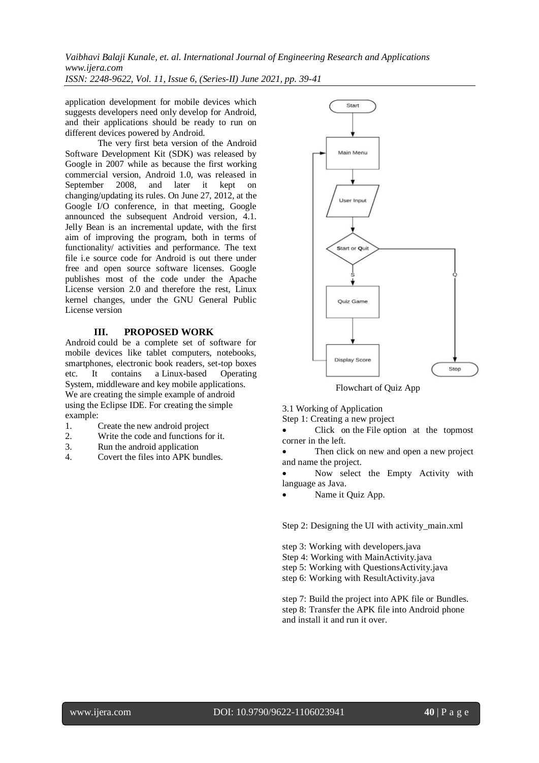application development for mobile devices which suggests developers need only develop for Android, and their applications should be ready to run on different devices powered by Android.

The very first beta version of the Android Software Development Kit (SDK) was released by Google in 2007 while as because the first working commercial version, Android 1.0, was released in September 2008, and later it kept on changing/updating its rules. On June 27, 2012, at the Google I/O conference, in that meeting, Google announced the subsequent Android version, 4.1. Jelly Bean is an incremental update, with the first aim of improving the program, both in terms of functionality/ activities and performance. The text file i.e source code for Android is out there under free and open source software licenses. Google publishes most of the code under the Apache License version 2.0 and therefore the rest, Linux kernel changes, under the GNU General Public License version

## III. PROPOSED WORK

Android could be a complete set of software for mobile devices like tablet computers, notebooks, smartphones, electronic book readers, set-top boxes etc. It contains a Linux-based Operating System, middleware and key mobile applications. We are creating the simple example of android using the Eclipse IDE. For creating the simple example:

1. Create the new android project
2. Write the code and functions for it.
3. Run the android application
4. Covert the files into APK bundles.

Flowchart of Quiz App

3.1 Working of Application

Step 1: Creating a new project

- Click on the File option at the topmost corner in the left.
- Then click on new and open a new project and name the project.
- Now select the Empty Activity with language as Java.
- Name it Quiz App.

Step 2: Designing the UI with activity_main.xml

step 3: Working with developers.java
Step 4: Working with MainActivity.java
step 5: Working with QuestionsActivity.java
step 6: Working with ResultActivity.java

step 7: Build the project into APK file or Bundles.
step 8: Transfer the APK file into Android phone and install it and run it over.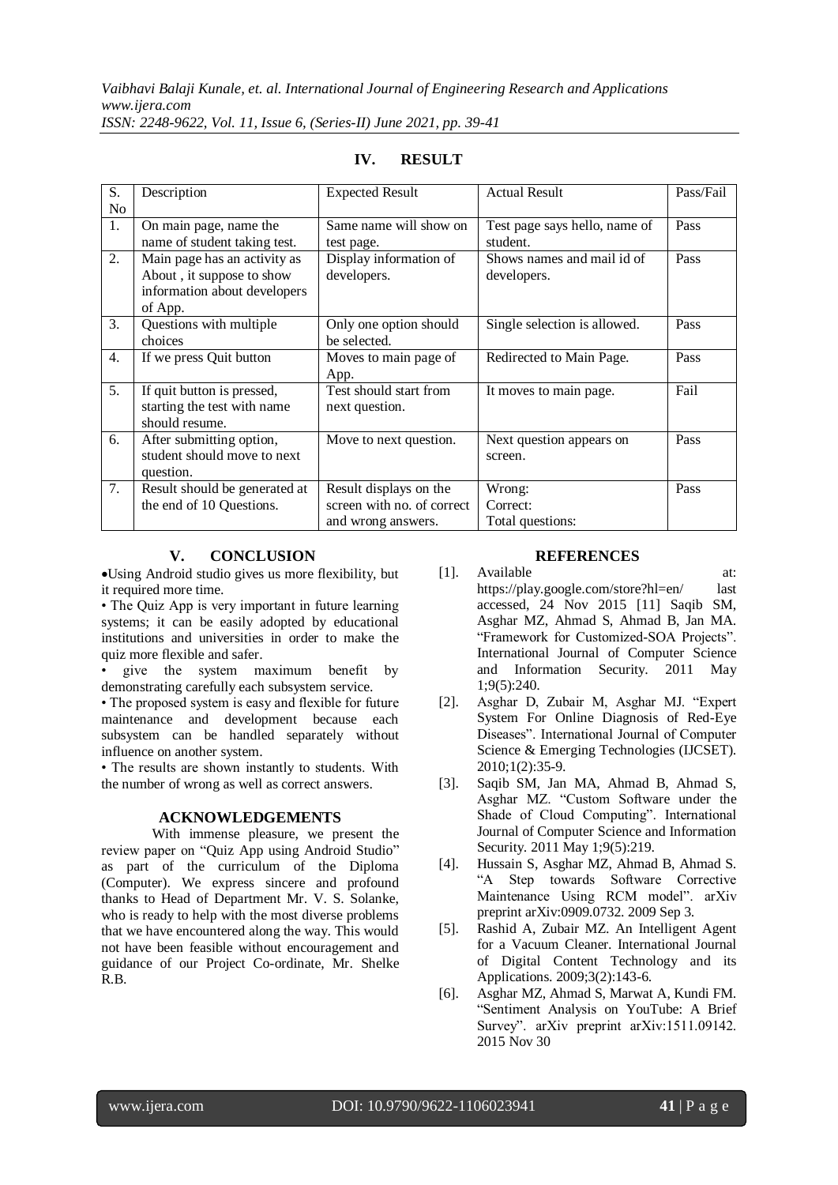## IV. RESULT

| S. No | Description | Expected Result | Actual Result | Pass/Fail |
|---|---|---|---|---|
| 1. | On main page, name the name of student taking test. | Same name will show on test page. | Test page says hello, name of student. | Pass |
| 2. | Main page has an activity as About , it suppose to show information about developers of App. | Display information of developers. | Shows names and mail id of developers. | Pass |
| 3. | Questions with multiple choices | Only one option should be selected. | Single selection is allowed. | Pass |
| 4. | If we press Quit button | Moves to main page of App. | Redirected to Main Page. | Pass |
| 5. | If quit button is pressed, starting the test with name should resume. | Test should start from next question. | It moves to main page. | Fail |
| 6. | After submitting option, student should move to next question. | Move to next question. | Next question appears on screen. | Pass |
| 7. | Result should be generated at the end of 10 Questions. | Result displays on the screen with no. of correct and wrong answers. | Wrong: Correct: Total questions: | Pass |

## V. CONCLUSION

- Using Android studio gives us more flexibility, but it required more time.
- The Quiz App is very important in future learning systems; it can be easily adopted by educational institutions and universities in order to make the quiz more flexible and safer.
- give the system maximum benefit by demonstrating carefully each subsystem service.
- The proposed system is easy and flexible for future maintenance and development because each subsystem can be handled separately without influence on another system.
- The results are shown instantly to students. With the number of wrong as well as correct answers.

## ACKNOWLEDGEMENTS

With immense pleasure, we present the review paper on "Quiz App using Android Studio" as part of the curriculum of the Diploma (Computer). We express sincere and profound thanks to Head of Department Mr. V. S. Solanke, who is ready to help with the most diverse problems that we have encountered along the way. This would not have been feasible without encouragement and guidance of our Project Co-ordinate, Mr. Shelke R.B.

## REFERENCES

[1]. Available at: https://play.google.com/store?hl=en/ last accessed, 24 Nov 2015 [11] Saqib SM, Asghar MZ, Ahmad S, Ahmad B, Jan MA. "Framework for Customized-SOA Projects". International Journal of Computer Science and Information Security. 2011 May 1;9(5):240.

[2]. Asghar D, Zubair M, Asghar MJ. "Expert System For Online Diagnosis of Red-Eye Diseases". International Journal of Computer Science & Emerging Technologies (IJCSET). 2010;1(2):35-9.

[3]. Saqib SM, Jan MA, Ahmad B, Ahmad S, Asghar MZ. "Custom Software under the Shade of Cloud Computing". International Journal of Computer Science and Information Security. 2011 May 1;9(5):219.

[4]. Hussain S, Asghar MZ, Ahmad B, Ahmad S. "A Step towards Software Corrective Maintenance Using RCM model". arXiv preprint arXiv:0909.0732. 2009 Sep 3.

[5]. Rashid A, Zubair MZ. An Intelligent Agent for a Vacuum Cleaner. International Journal of Digital Content Technology and its Applications. 2009;3(2):143-6.

[6]. Asghar MZ, Ahmad S, Marwat A, Kundi FM. "Sentiment Analysis on YouTube: A Brief Survey". arXiv preprint arXiv:1511.09142. 2015 Nov 30